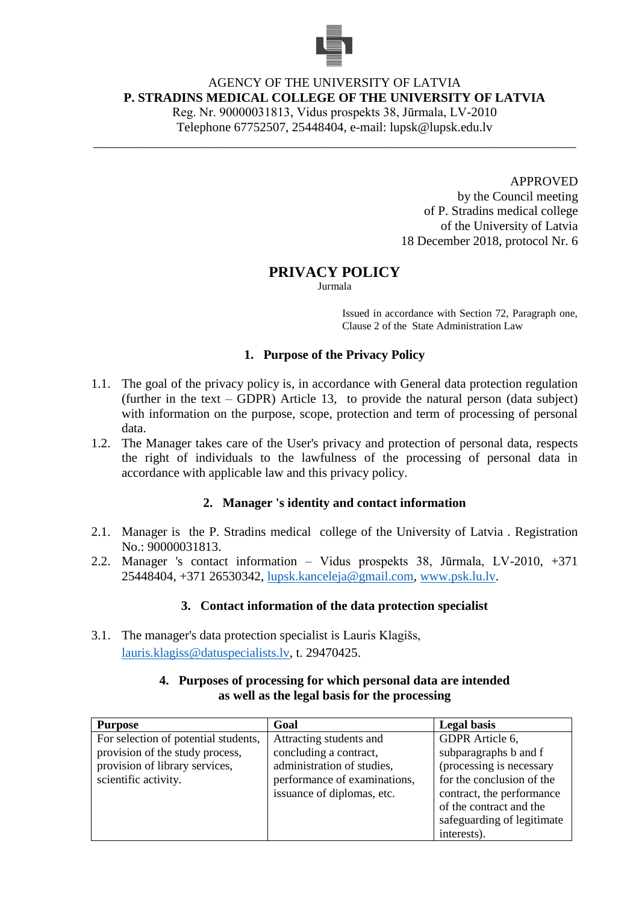AGENCY OF THE UNIVERSITY OF LATVIA

**P. STRADINS MEDICAL COLLEGE OF THE UNIVERSITY OF LATVIA**

Reg. Nr. 90000031813, Vidus prospekts 38, Jūrmala, LV-2010

Telephone 67752507, 25448404, e-mail: lupsk@lupsk.edu.lv

---

APPROVED
by the Council meeting
of P. Stradins medical college
of the University of Latvia
18 December 2018, protocol Nr. 6

# PRIVACY POLICY

Jurmala

Issued in accordance with Section 72, Paragraph one, Clause 2 of the State Administration Law

## 1. Purpose of the Privacy Policy

1.1. The goal of the privacy policy is, in accordance with General data protection regulation (further in the text – GDPR) Article 13, to provide the natural person (data subject) with information on the purpose, scope, protection and term of processing of personal data.

1.2. The Manager takes care of the User's privacy and protection of personal data, respects the right of individuals to the lawfulness of the processing of personal data in accordance with applicable law and this privacy policy.

## 2. Manager 's identity and contact information

2.1. Manager is the P. Stradins medical college of the University of Latvia . Registration No.: 90000031813.

2.2. Manager 's contact information – Vidus prospekts 38, Jūrmala, LV-2010, +371 25448404, +371 26530342, lupsk.kanceleja@gmail.com, www.psk.lu.lv.

## 3. Contact information of the data protection specialist

3.1. The manager's data protection specialist is Lauris Klagišs, lauris.klagiss@datuspecialists.lv, t. 29470425.

## 4. Purposes of processing for which personal data are intended as well as the legal basis for the processing

| Purpose | Goal | Legal basis |
|---|---|---|
| For selection of potential students, provision of the study process, provision of library services, scientific activity. | Attracting students and concluding a contract, administration of studies, performance of examinations, issuance of diplomas, etc. | GDPR Article 6, subparagraphs b and f (processing is necessary for the conclusion of the contract, the performance of the contract and the safeguarding of legitimate interests). |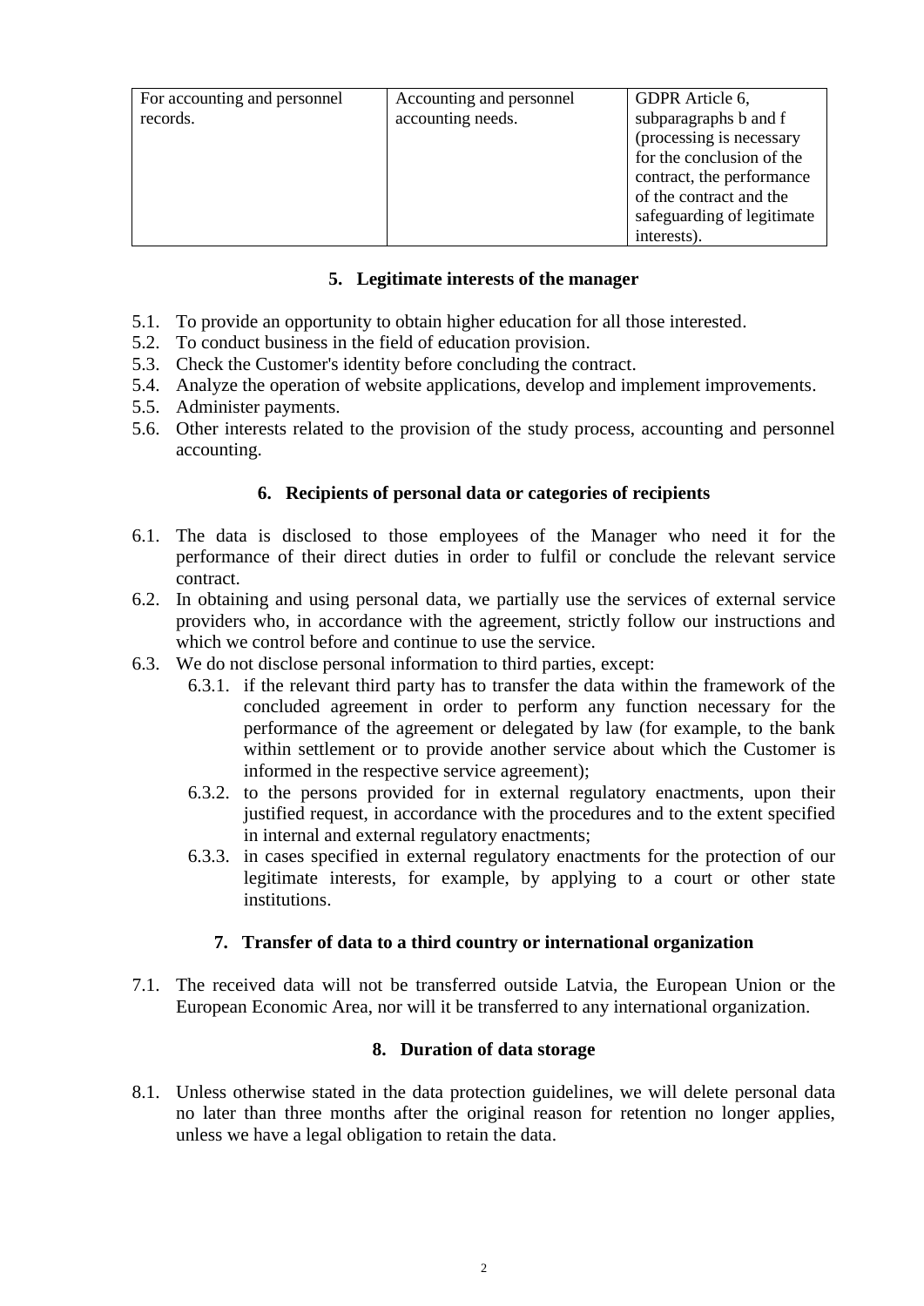| For accounting and personnel records. | Accounting and personnel accounting needs. | GDPR Article 6, subparagraphs b and f (processing is necessary for the conclusion of the contract, the performance of the contract and the safeguarding of legitimate interests). |
|---|---|---|

## 5. Legitimate interests of the manager

5.1. To provide an opportunity to obtain higher education for all those interested.
5.2. To conduct business in the field of education provision.
5.3. Check the Customer's identity before concluding the contract.
5.4. Analyze the operation of website applications, develop and implement improvements.
5.5. Administer payments.
5.6. Other interests related to the provision of the study process, accounting and personnel accounting.

## 6. Recipients of personal data or categories of recipients

6.1. The data is disclosed to those employees of the Manager who need it for the performance of their direct duties in order to fulfil or conclude the relevant service contract.
6.2. In obtaining and using personal data, we partially use the services of external service providers who, in accordance with the agreement, strictly follow our instructions and which we control before and continue to use the service.
6.3. We do not disclose personal information to third parties, except:
  - 6.3.1. if the relevant third party has to transfer the data within the framework of the concluded agreement in order to perform any function necessary for the performance of the agreement or delegated by law (for example, to the bank within settlement or to provide another service about which the Customer is informed in the respective service agreement);
  - 6.3.2. to the persons provided for in external regulatory enactments, upon their justified request, in accordance with the procedures and to the extent specified in internal and external regulatory enactments;
  - 6.3.3. in cases specified in external regulatory enactments for the protection of our legitimate interests, for example, by applying to a court or other state institutions.

## 7. Transfer of data to a third country or international organization

7.1. The received data will not be transferred outside Latvia, the European Union or the European Economic Area, nor will it be transferred to any international organization.

## 8. Duration of data storage

8.1. Unless otherwise stated in the data protection guidelines, we will delete personal data no later than three months after the original reason for retention no longer applies, unless we have a legal obligation to retain the data.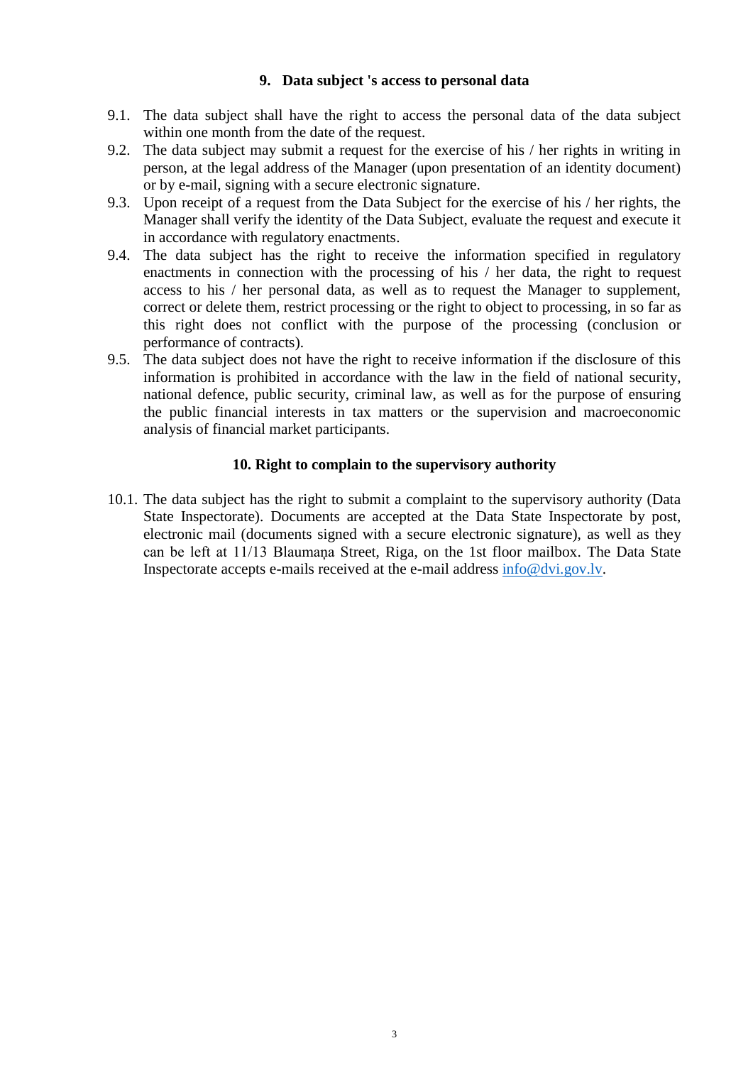## 9. Data subject 's access to personal data

9.1. The data subject shall have the right to access the personal data of the data subject within one month from the date of the request.

9.2. The data subject may submit a request for the exercise of his / her rights in writing in person, at the legal address of the Manager (upon presentation of an identity document) or by e-mail, signing with a secure electronic signature.

9.3. Upon receipt of a request from the Data Subject for the exercise of his / her rights, the Manager shall verify the identity of the Data Subject, evaluate the request and execute it in accordance with regulatory enactments.

9.4. The data subject has the right to receive the information specified in regulatory enactments in connection with the processing of his / her data, the right to request access to his / her personal data, as well as to request the Manager to supplement, correct or delete them, restrict processing or the right to object to processing, in so far as this right does not conflict with the purpose of the processing (conclusion or performance of contracts).

9.5. The data subject does not have the right to receive information if the disclosure of this information is prohibited in accordance with the law in the field of national security, national defence, public security, criminal law, as well as for the purpose of ensuring the public financial interests in tax matters or the supervision and macroeconomic analysis of financial market participants.

## 10. Right to complain to the supervisory authority

10.1. The data subject has the right to submit a complaint to the supervisory authority (Data State Inspectorate). Documents are accepted at the Data State Inspectorate by post, electronic mail (documents signed with a secure electronic signature), as well as they can be left at 11/13 Blaumaņa Street, Riga, on the 1st floor mailbox. The Data State Inspectorate accepts e-mails received at the e-mail address info@dvi.gov.lv.